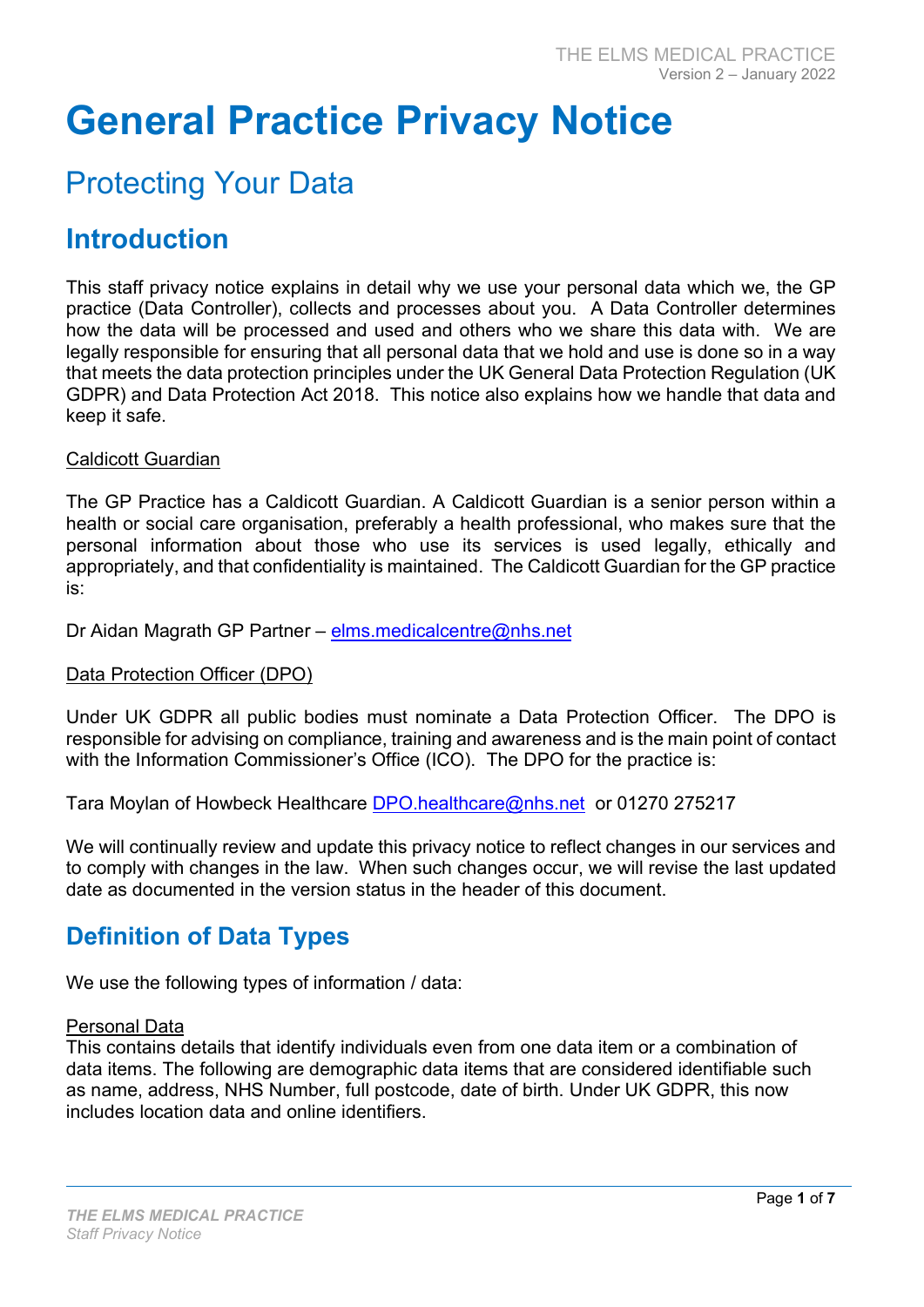# General Practice Privacy Notice

## Protecting Your Data

## Introduction

This staff privacy notice explains in detail why we use your personal data which we, the GP practice (Data Controller), collects and processes about you. A Data Controller determines how the data will be processed and used and others who we share this data with. We are legally responsible for ensuring that all personal data that we hold and use is done so in a way that meets the data protection principles under the UK General Data Protection Regulation (UK GDPR) and Data Protection Act 2018. This notice also explains how we handle that data and keep it safe.

<u>Caldicott Guardian</u>

The GP Practice has a Caldicott Guardian. A Caldicott Guardian is a senior person within a health or social care organisation, preferably a health professional, who makes sure that the personal information about those who use its services is used legally, ethically and appropriately, and that confidentiality is maintained. The Caldicott Guardian for the GP practice is:

Dr Aidan Magrath GP Partner – elms.medicalcentre@nhs.net

<u>Data Protection Officer (DPO)</u>

Under UK GDPR all public bodies must nominate a Data Protection Officer. The DPO is responsible for advising on compliance, training and awareness and is the main point of contact with the Information Commissioner's Office (ICO). The DPO for the practice is:

Tara Moylan of Howbeck Healthcare DPO.healthcare@nhs.net or 01270 275217

We will continually review and update this privacy notice to reflect changes in our services and to comply with changes in the law. When such changes occur, we will revise the last updated date as documented in the version status in the header of this document.

## Definition of Data Types

We use the following types of information / data:

<u>Personal Data</u>
This contains details that identify individuals even from one data item or a combination of data items. The following are demographic data items that are considered identifiable such as name, address, NHS Number, full postcode, date of birth. Under UK GDPR, this now includes location data and online identifiers.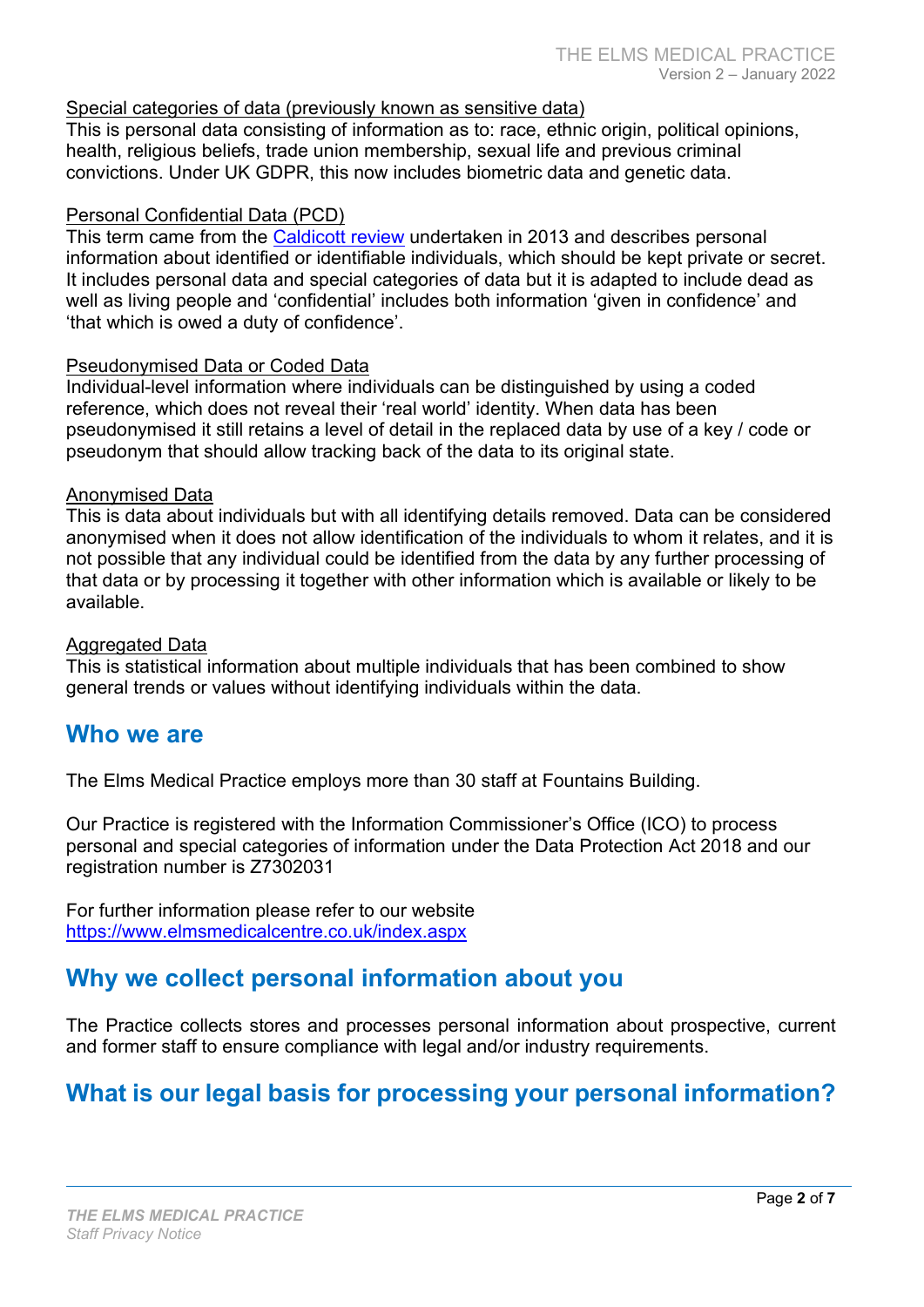Special categories of data (previously known as sensitive data)

This is personal data consisting of information as to: race, ethnic origin, political opinions, health, religious beliefs, trade union membership, sexual life and previous criminal convictions. Under UK GDPR, this now includes biometric data and genetic data.

Personal Confidential Data (PCD)

This term came from the [Caldicott review](#) undertaken in 2013 and describes personal information about identified or identifiable individuals, which should be kept private or secret. It includes personal data and special categories of data but it is adapted to include dead as well as living people and 'confidential' includes both information 'given in confidence' and 'that which is owed a duty of confidence'.

Pseudonymised Data or Coded Data

Individual-level information where individuals can be distinguished by using a coded reference, which does not reveal their 'real world' identity. When data has been pseudonymised it still retains a level of detail in the replaced data by use of a key / code or pseudonym that should allow tracking back of the data to its original state.

Anonymised Data

This is data about individuals but with all identifying details removed. Data can be considered anonymised when it does not allow identification of the individuals to whom it relates, and it is not possible that any individual could be identified from the data by any further processing of that data or by processing it together with other information which is available or likely to be available.

Aggregated Data

This is statistical information about multiple individuals that has been combined to show general trends or values without identifying individuals within the data.

## Who we are

The Elms Medical Practice employs more than 30 staff at Fountains Building.

Our Practice is registered with the Information Commissioner's Office (ICO) to process personal and special categories of information under the Data Protection Act 2018 and our registration number is Z7302031

For further information please refer to our website
https://www.elmsmedicalcentre.co.uk/index.aspx

## Why we collect personal information about you

The Practice collects stores and processes personal information about prospective, current and former staff to ensure compliance with legal and/or industry requirements.

## What is our legal basis for processing your personal information?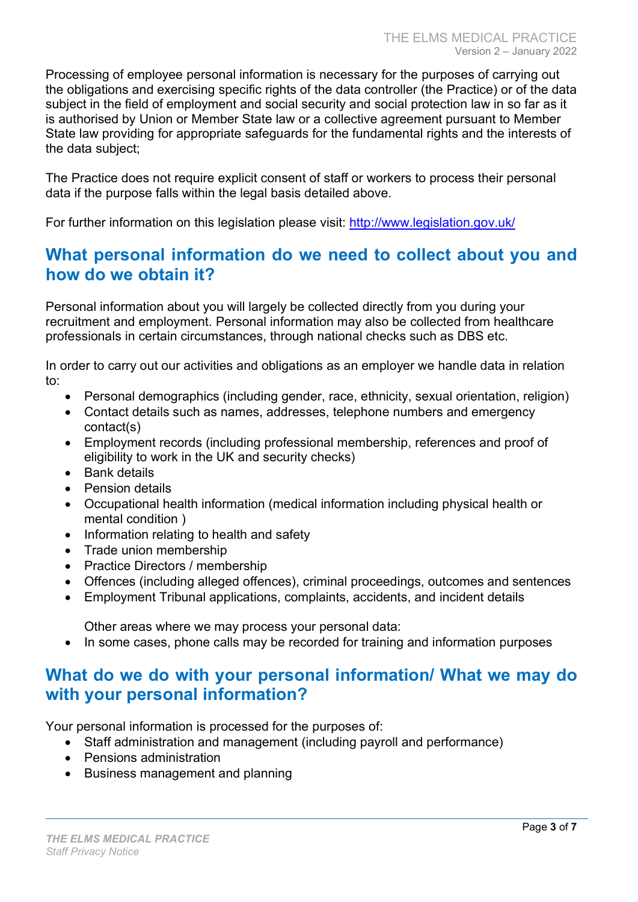Processing of employee personal information is necessary for the purposes of carrying out the obligations and exercising specific rights of the data controller (the Practice) or of the data subject in the field of employment and social security and social protection law in so far as it is authorised by Union or Member State law or a collective agreement pursuant to Member State law providing for appropriate safeguards for the fundamental rights and the interests of the data subject;

The Practice does not require explicit consent of staff or workers to process their personal data if the purpose falls within the legal basis detailed above.

For further information on this legislation please visit: [http://www.legislation.gov.uk/](http://www.legislation.gov.uk/)

## What personal information do we need to collect about you and how do we obtain it?

Personal information about you will largely be collected directly from you during your recruitment and employment. Personal information may also be collected from healthcare professionals in certain circumstances, through national checks such as DBS etc.

In order to carry out our activities and obligations as an employer we handle data in relation to:

- Personal demographics (including gender, race, ethnicity, sexual orientation, religion)
- Contact details such as names, addresses, telephone numbers and emergency contact(s)
- Employment records (including professional membership, references and proof of eligibility to work in the UK and security checks)
- Bank details
- Pension details
- Occupational health information (medical information including physical health or mental condition )
- Information relating to health and safety
- Trade union membership
- Practice Directors / membership
- Offences (including alleged offences), criminal proceedings, outcomes and sentences
- Employment Tribunal applications, complaints, accidents, and incident details

Other areas where we may process your personal data:

- In some cases, phone calls may be recorded for training and information purposes

## What do we do with your personal information/ What we may do with your personal information?

Your personal information is processed for the purposes of:

- Staff administration and management (including payroll and performance)
- Pensions administration
- Business management and planning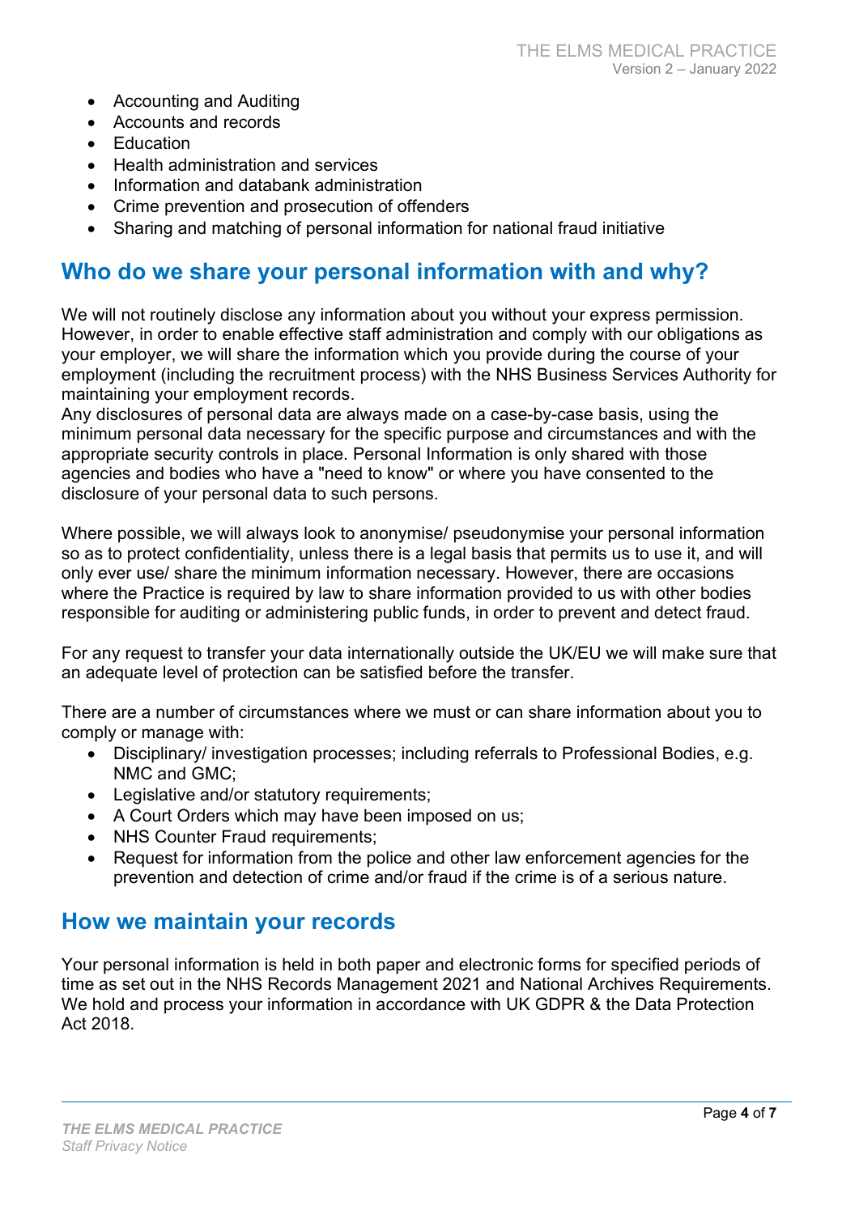- Accounting and Auditing
- Accounts and records
- Education
- Health administration and services
- Information and databank administration
- Crime prevention and prosecution of offenders
- Sharing and matching of personal information for national fraud initiative

## Who do we share your personal information with and why?

We will not routinely disclose any information about you without your express permission. However, in order to enable effective staff administration and comply with our obligations as your employer, we will share the information which you provide during the course of your employment (including the recruitment process) with the NHS Business Services Authority for maintaining your employment records.
Any disclosures of personal data are always made on a case-by-case basis, using the minimum personal data necessary for the specific purpose and circumstances and with the appropriate security controls in place. Personal Information is only shared with those agencies and bodies who have a "need to know" or where you have consented to the disclosure of your personal data to such persons.

Where possible, we will always look to anonymise/ pseudonymise your personal information so as to protect confidentiality, unless there is a legal basis that permits us to use it, and will only ever use/ share the minimum information necessary. However, there are occasions where the Practice is required by law to share information provided to us with other bodies responsible for auditing or administering public funds, in order to prevent and detect fraud.

For any request to transfer your data internationally outside the UK/EU we will make sure that an adequate level of protection can be satisfied before the transfer.

There are a number of circumstances where we must or can share information about you to comply or manage with:

- Disciplinary/ investigation processes; including referrals to Professional Bodies, e.g. NMC and GMC;
- Legislative and/or statutory requirements;
- A Court Orders which may have been imposed on us;
- NHS Counter Fraud requirements;
- Request for information from the police and other law enforcement agencies for the prevention and detection of crime and/or fraud if the crime is of a serious nature.

## How we maintain your records

Your personal information is held in both paper and electronic forms for specified periods of time as set out in the NHS Records Management 2021 and National Archives Requirements. We hold and process your information in accordance with UK GDPR & the Data Protection Act 2018.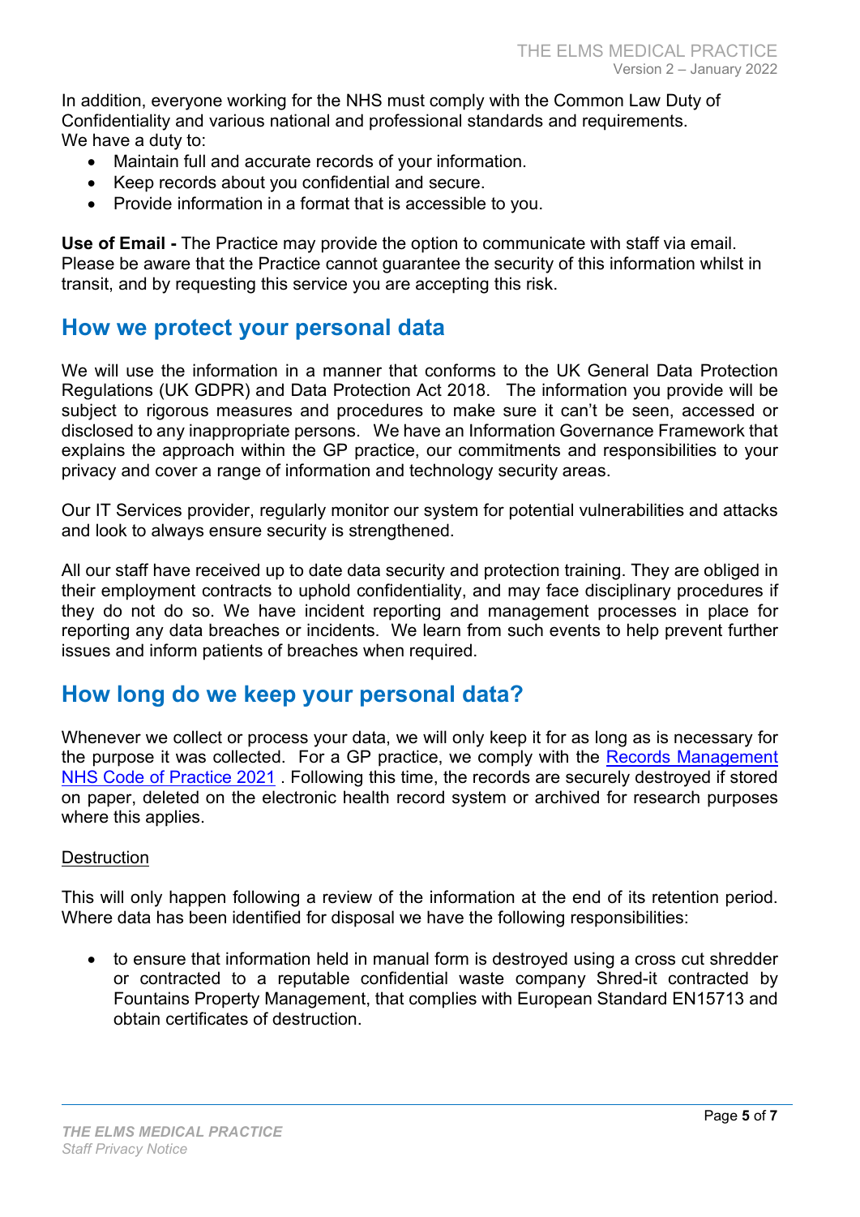In addition, everyone working for the NHS must comply with the Common Law Duty of Confidentiality and various national and professional standards and requirements.
We have a duty to:

- Maintain full and accurate records of your information.
- Keep records about you confidential and secure.
- Provide information in a format that is accessible to you.

**Use of Email -** The Practice may provide the option to communicate with staff via email. Please be aware that the Practice cannot guarantee the security of this information whilst in transit, and by requesting this service you are accepting this risk.

## How we protect your personal data

We will use the information in a manner that conforms to the UK General Data Protection Regulations (UK GDPR) and Data Protection Act 2018. The information you provide will be subject to rigorous measures and procedures to make sure it can't be seen, accessed or disclosed to any inappropriate persons. We have an Information Governance Framework that explains the approach within the GP practice, our commitments and responsibilities to your privacy and cover a range of information and technology security areas.

Our IT Services provider, regularly monitor our system for potential vulnerabilities and attacks and look to always ensure security is strengthened.

All our staff have received up to date data security and protection training. They are obliged in their employment contracts to uphold confidentiality, and may face disciplinary procedures if they do not do so. We have incident reporting and management processes in place for reporting any data breaches or incidents. We learn from such events to help prevent further issues and inform patients of breaches when required.

## How long do we keep your personal data?

Whenever we collect or process your data, we will only keep it for as long as is necessary for the purpose it was collected. For a GP practice, we comply with the Records Management NHS Code of Practice 2021 . Following this time, the records are securely destroyed if stored on paper, deleted on the electronic health record system or archived for research purposes where this applies.

Destruction

This will only happen following a review of the information at the end of its retention period. Where data has been identified for disposal we have the following responsibilities:

- to ensure that information held in manual form is destroyed using a cross cut shredder or contracted to a reputable confidential waste company Shred-it contracted by Fountains Property Management, that complies with European Standard EN15713 and obtain certificates of destruction.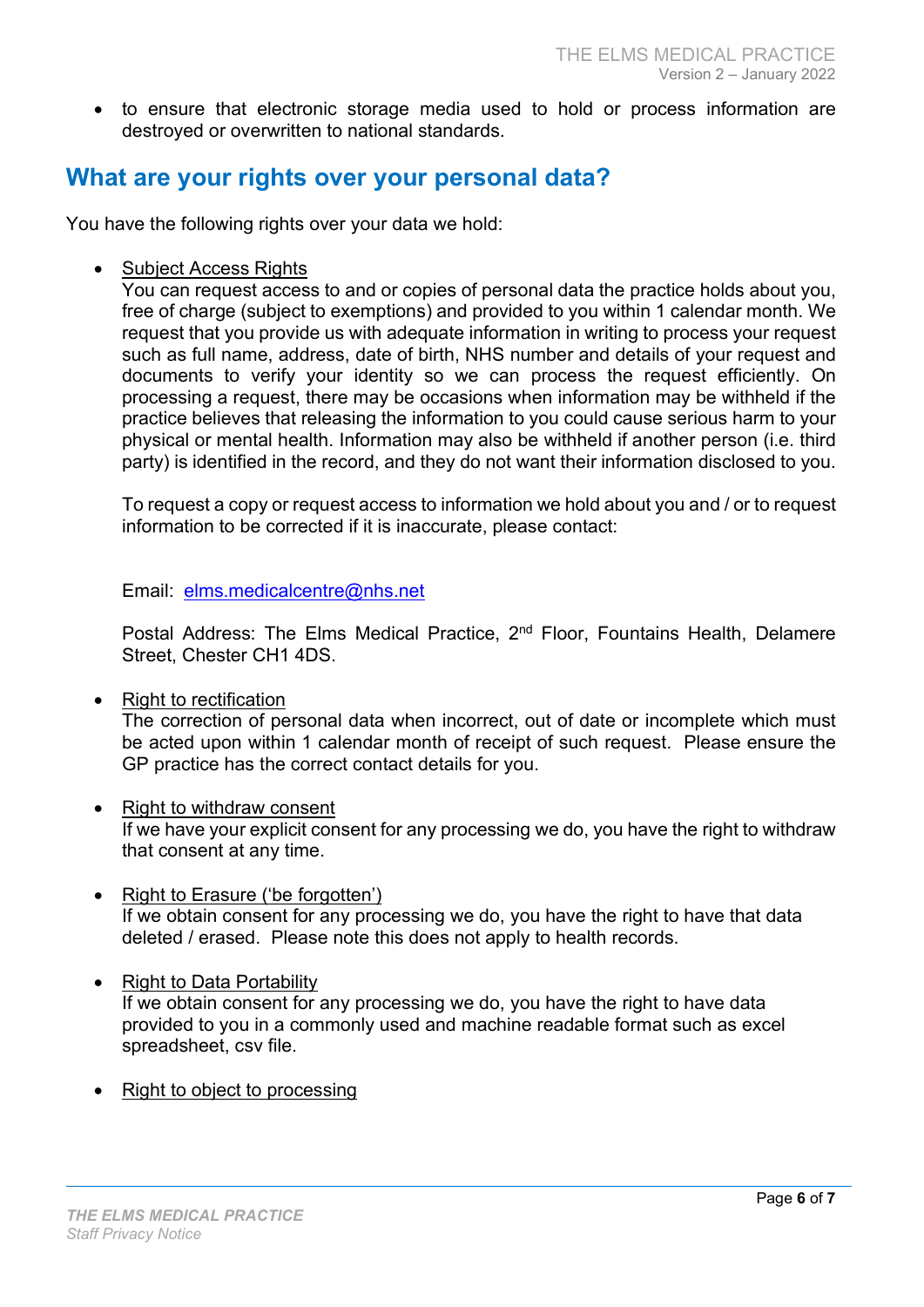- to ensure that electronic storage media used to hold or process information are destroyed or overwritten to national standards.

## What are your rights over your personal data?

You have the following rights over your data we hold:

- Subject Access Rights
  You can request access to and or copies of personal data the practice holds about you, free of charge (subject to exemptions) and provided to you within 1 calendar month. We request that you provide us with adequate information in writing to process your request such as full name, address, date of birth, NHS number and details of your request and documents to verify your identity so we can process the request efficiently. On processing a request, there may be occasions when information may be withheld if the practice believes that releasing the information to you could cause serious harm to your physical or mental health. Information may also be withheld if another person (i.e. third party) is identified in the record, and they do not want their information disclosed to you.

  To request a copy or request access to information we hold about you and / or to request information to be corrected if it is inaccurate, please contact:

  Email: elms.medicalcentre@nhs.net

  Postal Address: The Elms Medical Practice, 2nd Floor, Fountains Health, Delamere Street, Chester CH1 4DS.

- Right to rectification
  The correction of personal data when incorrect, out of date or incomplete which must be acted upon within 1 calendar month of receipt of such request. Please ensure the GP practice has the correct contact details for you.

- Right to withdraw consent
  If we have your explicit consent for any processing we do, you have the right to withdraw that consent at any time.

- Right to Erasure ('be forgotten')
  If we obtain consent for any processing we do, you have the right to have that data deleted / erased. Please note this does not apply to health records.

- Right to Data Portability
  If we obtain consent for any processing we do, you have the right to have data provided to you in a commonly used and machine readable format such as excel spreadsheet, csv file.

- Right to object to processing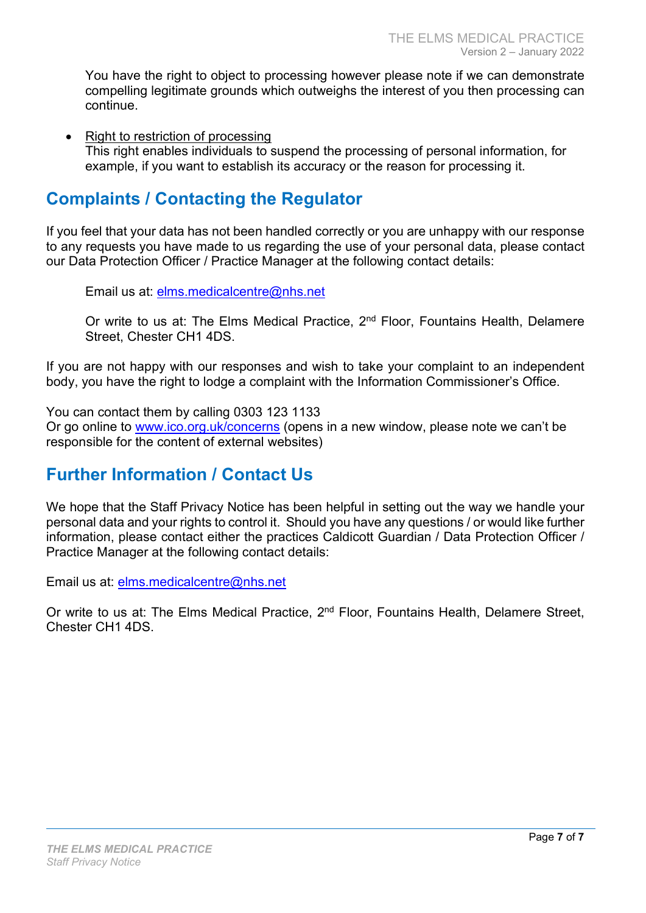You have the right to object to processing however please note if we can demonstrate compelling legitimate grounds which outweighs the interest of you then processing can continue.

- Right to restriction of processing
  This right enables individuals to suspend the processing of personal information, for example, if you want to establish its accuracy or the reason for processing it.

## Complaints / Contacting the Regulator

If you feel that your data has not been handled correctly or you are unhappy with our response to any requests you have made to us regarding the use of your personal data, please contact our Data Protection Officer / Practice Manager at the following contact details:

Email us at: elms.medicalcentre@nhs.net

Or write to us at: The Elms Medical Practice, 2nd Floor, Fountains Health, Delamere Street, Chester CH1 4DS.

If you are not happy with our responses and wish to take your complaint to an independent body, you have the right to lodge a complaint with the Information Commissioner's Office.

You can contact them by calling 0303 123 1133
Or go online to www.ico.org.uk/concerns (opens in a new window, please note we can't be responsible for the content of external websites)

## Further Information / Contact Us

We hope that the Staff Privacy Notice has been helpful in setting out the way we handle your personal data and your rights to control it. Should you have any questions / or would like further information, please contact either the practices Caldicott Guardian / Data Protection Officer / Practice Manager at the following contact details:

Email us at: elms.medicalcentre@nhs.net

Or write to us at: The Elms Medical Practice, 2nd Floor, Fountains Health, Delamere Street, Chester CH1 4DS.